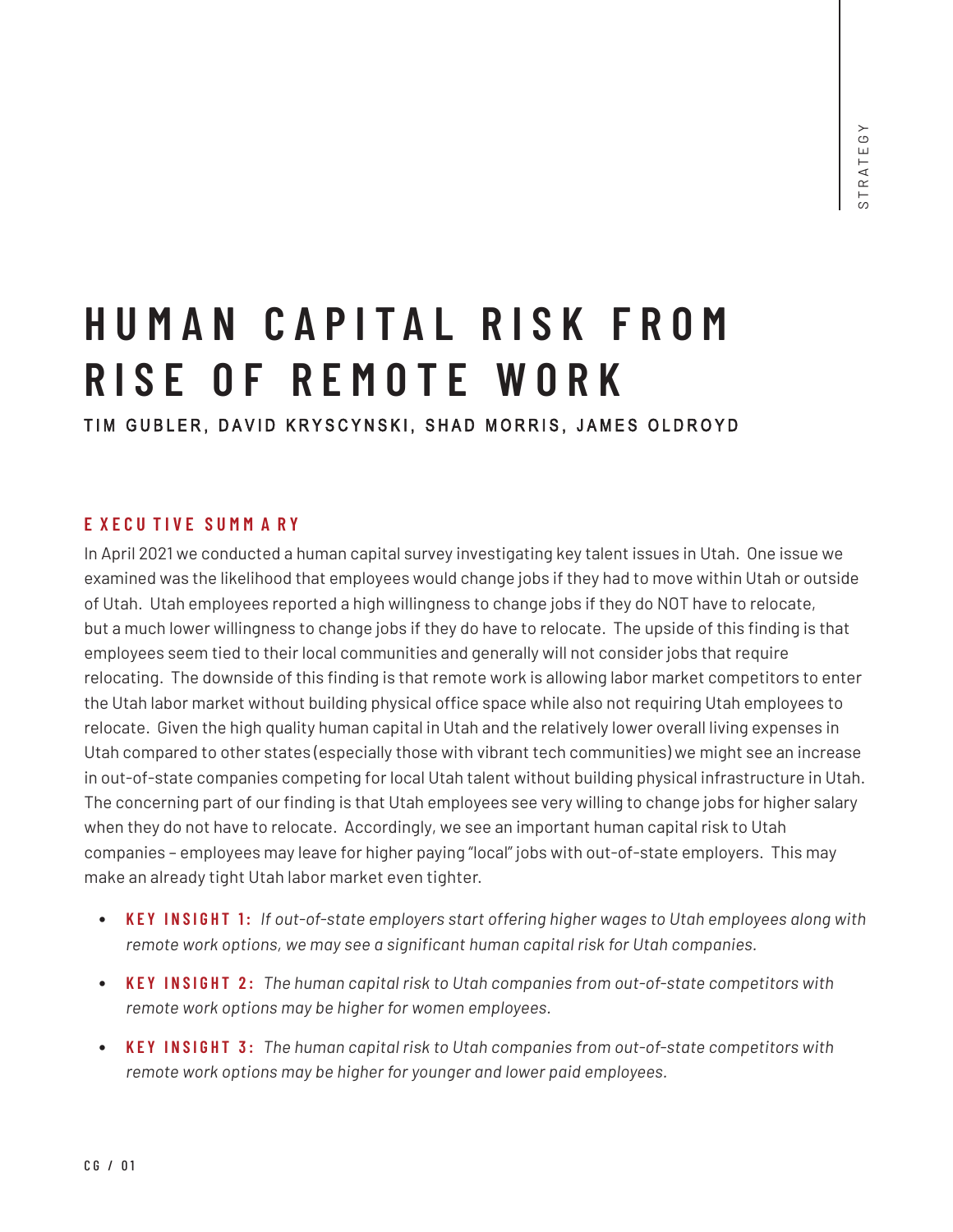# HUMAN CAPITAL RISK FROM RISE OF REMOTE WORK

TIM GUBLER, DAVID KRYSCYNSKI, SHAD MORRIS, JAMES OLDROYD

## EXECUTIVE SUMMARY

In April 2021 we conducted a human capital survey investigating key talent issues in Utah. One issue we examined was the likelihood that employees would change jobs if they had to move within Utah or outside of Utah. Utah employees reported a high willingness to change jobs if they do NOT have to relocate, but a much lower willingness to change jobs if they do have to relocate. The upside of this finding is that employees seem tied to their local communities and generally will not consider jobs that require relocating. The downside of this finding is that remote work is allowing labor market competitors to enter the Utah labor market without building physical office space while also not requiring Utah employees to relocate. Given the high quality human capital in Utah and the relatively lower overall living expenses in Utah compared to other states (especially those with vibrant tech communities) we might see an increase in out-of-state companies competing for local Utah talent without building physical infrastructure in Utah. The concerning part of our finding is that Utah employees see very willing to change jobs for higher salary when they do not have to relocate. Accordingly, we see an important human capital risk to Utah companies – employees may leave for higher paying "local" jobs with out-of-state employers. This may make an already tight Utah labor market even tighter.

- **KEY INSIGHT 1:** *If out-of-state employers start offering higher wages to Utah employees along with remote work options, we may see a significant human capital risk for Utah companies.*
- **KEY INSIGHT 2:** *The human capital risk to Utah companies from out-of-state competitors with remote work options may be higher for women employees.*
- **KEY INSIGHT 3:** *The human capital risk to Utah companies from out-of-state competitors with remote work options may be higher for younger and lower paid employees.*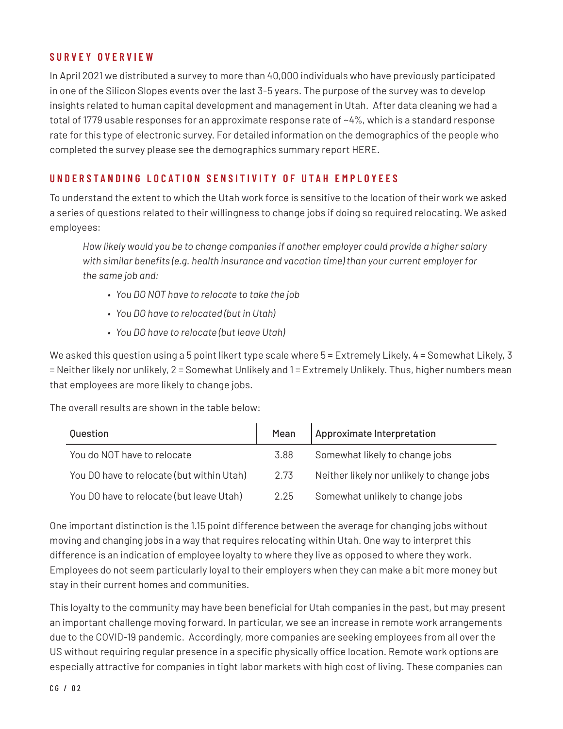## SURVEY OVERVIEW

In April 2021 we distributed a survey to more than 40,000 individuals who have previously participated in one of the Silicon Slopes events over the last 3-5 years. The purpose of the survey was to develop insights related to human capital development and management in Utah. After data cleaning we had a total of 1779 usable responses for an approximate response rate of ~4%, which is a standard response rate for this type of electronic survey. For detailed information on the demographics of the people who completed the survey please see the demographics summary report HERE.

## UNDERSTANDING LOCATION SENSITIVITY OF UTAH EMPLOYEES

To understand the extent to which the Utah work force is sensitive to the location of their work we asked a series of questions related to their willingness to change jobs if doing so required relocating. We asked employees:

> *How likely would you be to change companies if another employer could provide a higher salary with similar benefits (e.g. health insurance and vacation time) than your current employer for the same job and:*
>
> - *You DO NOT have to relocate to take the job*
> - *You DO have to relocated (but in Utah)*
> - *You DO have to relocate (but leave Utah)*

We asked this question using a 5 point likert type scale where 5 = Extremely Likely, 4 = Somewhat Likely, 3 = Neither likely nor unlikely, 2 = Somewhat Unlikely and 1 = Extremely Unlikely. Thus, higher numbers mean that employees are more likely to change jobs.

The overall results are shown in the table below:

| Question | Mean | Approximate Interpretation |
|---|---|---|
| You do NOT have to relocate | 3.88 | Somewhat likely to change jobs |
| You DO have to relocate (but within Utah) | 2.73 | Neither likely nor unlikely to change jobs |
| You DO have to relocate (but leave Utah) | 2.25 | Somewhat unlikely to change jobs |

One important distinction is the 1.15 point difference between the average for changing jobs without moving and changing jobs in a way that requires relocating within Utah. One way to interpret this difference is an indication of employee loyalty to where they live as opposed to where they work. Employees do not seem particularly loyal to their employers when they can make a bit more money but stay in their current homes and communities.

This loyalty to the community may have been beneficial for Utah companies in the past, but may present an important challenge moving forward. In particular, we see an increase in remote work arrangements due to the COVID-19 pandemic. Accordingly, more companies are seeking employees from all over the US without requiring regular presence in a specific physically office location. Remote work options are especially attractive for companies in tight labor markets with high cost of living. These companies can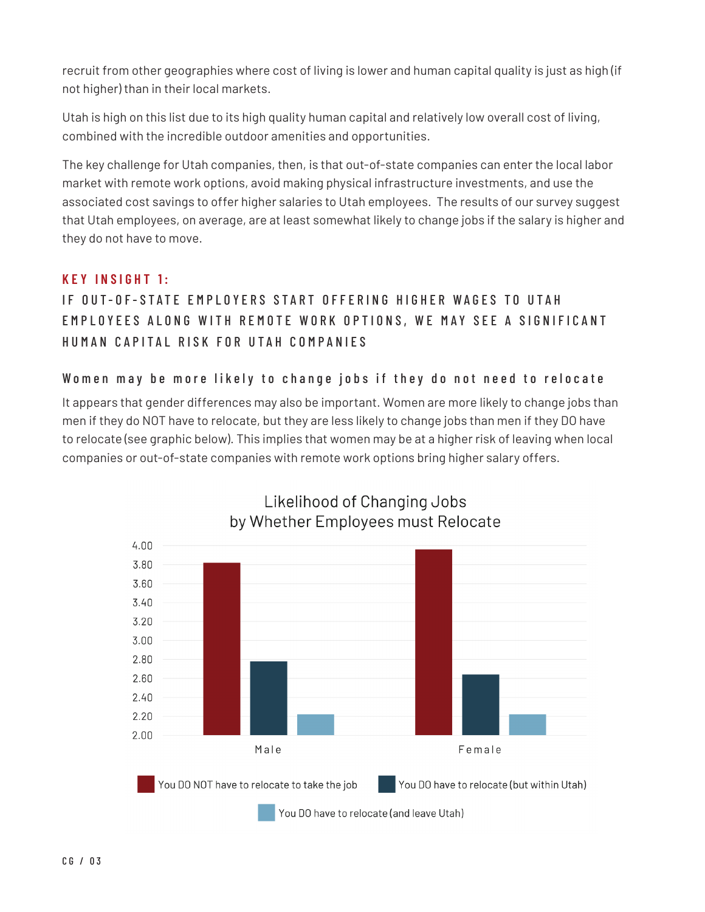recruit from other geographies where cost of living is lower and human capital quality is just as high (if not higher) than in their local markets.

Utah is high on this list due to its high quality human capital and relatively low overall cost of living, combined with the incredible outdoor amenities and opportunities.

The key challenge for Utah companies, then, is that out-of-state companies can enter the local labor market with remote work options, avoid making physical infrastructure investments, and use the associated cost savings to offer higher salaries to Utah employees. The results of our survey suggest that Utah employees, on average, are at least somewhat likely to change jobs if the salary is higher and they do not have to move.

## KEY INSIGHT 1:

## IF OUT-OF-STATE EMPLOYERS START OFFERING HIGHER WAGES TO UTAH EMPLOYEES ALONG WITH REMOTE WORK OPTIONS, WE MAY SEE A SIGNIFICANT HUMAN CAPITAL RISK FOR UTAH COMPANIES

### Women may be more likely to change jobs if they do not need to relocate

It appears that gender differences may also be important. Women are more likely to change jobs than men if they do NOT have to relocate, but they are less likely to change jobs than men if they DO have to relocate (see graphic below). This implies that women may be at a higher risk of leaving when local companies or out-of-state companies with remote work options bring higher salary offers.

**Likelihood of Changing Jobs by Whether Employees must Relocate**

| | You DO NOT have to relocate to take the job | You DO have to relocate (but within Utah) | You DO have to relocate (and leave Utah) |
|---|---|---|---|
| Male | 3.82 | 2.78 | 2.22 |
| Female | 3.96 | 2.64 | 2.22 |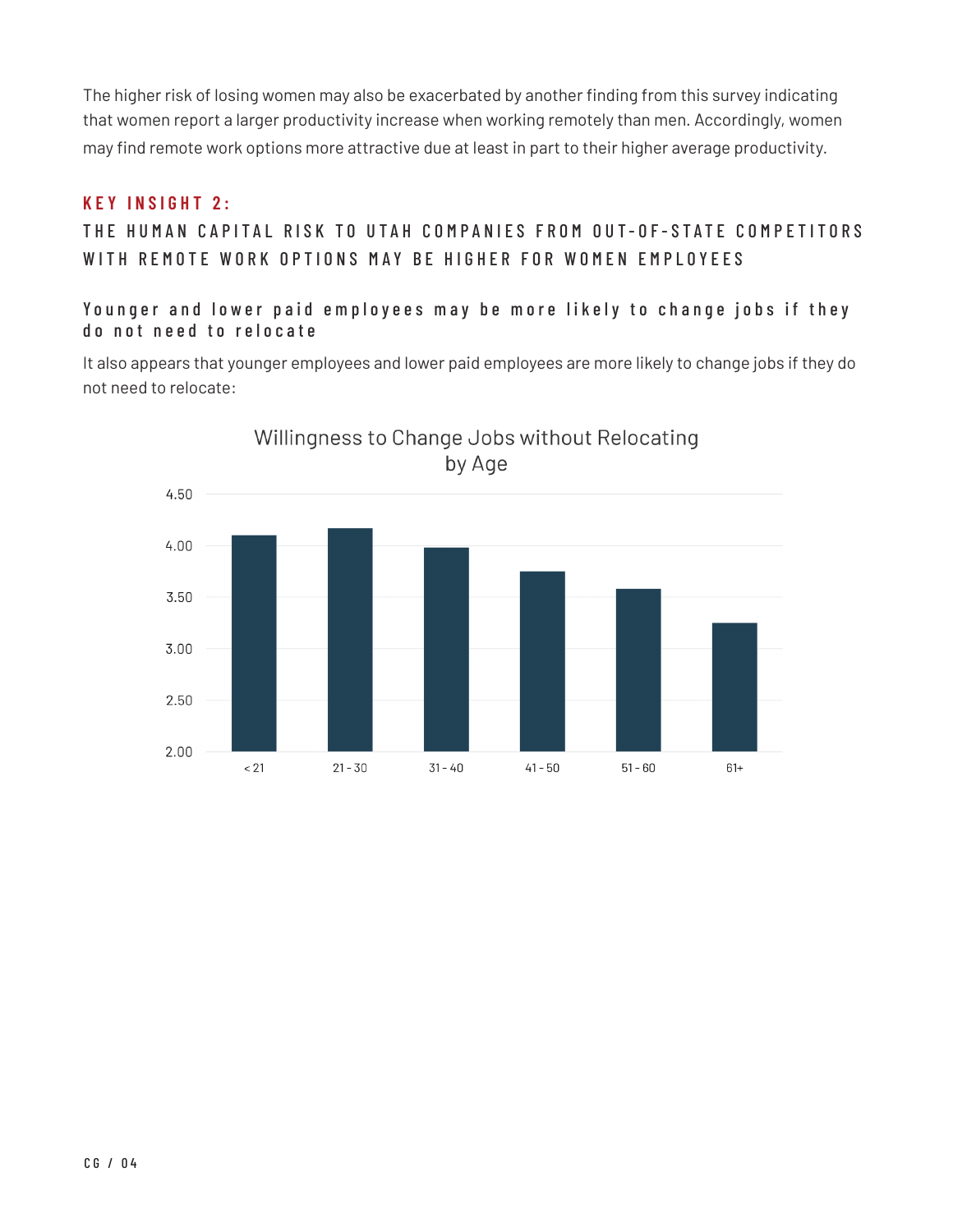The higher risk of losing women may also be exacerbated by another finding from this survey indicating that women report a larger productivity increase when working remotely than men. Accordingly, women may find remote work options more attractive due at least in part to their higher average productivity.

## KEY INSIGHT 2:

## THE HUMAN CAPITAL RISK TO UTAH COMPANIES FROM OUT-OF-STATE COMPETITORS WITH REMOTE WORK OPTIONS MAY BE HIGHER FOR WOMEN EMPLOYEES

### Younger and lower paid employees may be more likely to change jobs if they do not need to relocate

It also appears that younger employees and lower paid employees are more likely to change jobs if they do not need to relocate:

Willingness to Change Jobs without Relocating by Age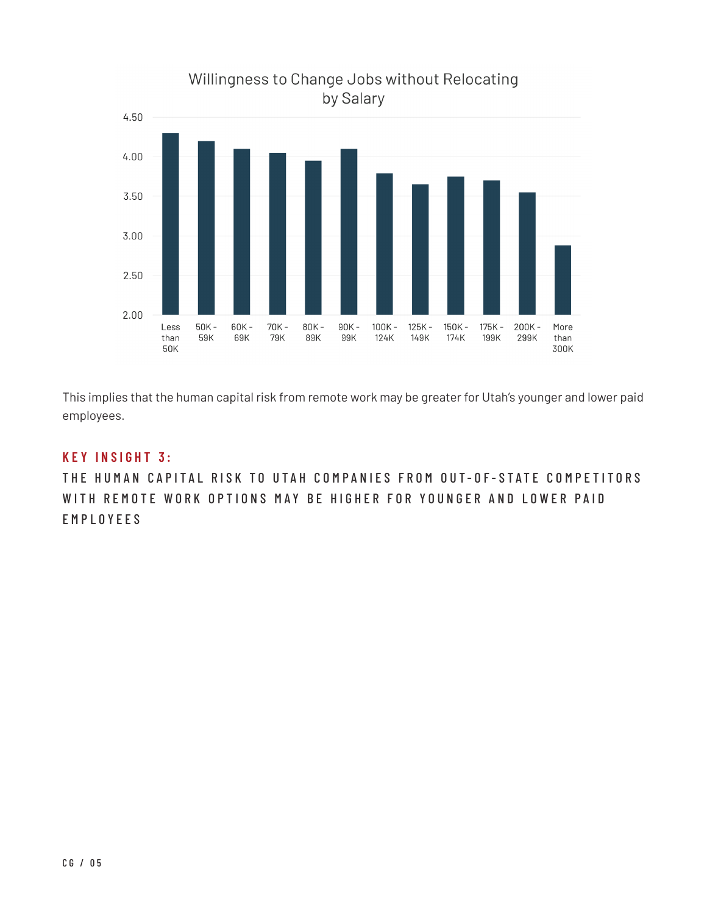Willingness to Change Jobs without Relocating
by Salary

4.50
4.00
3.50
3.00
2.50
2.00

Less than 50K
50K - 59K
60K - 69K
70K - 79K
80K - 89K
90K - 99K
100K - 124K
125K - 149K
150K - 174K
175K - 199K
200K - 299K
More than 300K

This implies that the human capital risk from remote work may be greater for Utah's younger and lower paid employees.

## KEY INSIGHT 3:

### THE HUMAN CAPITAL RISK TO UTAH COMPANIES FROM OUT-OF-STATE COMPETITORS WITH REMOTE WORK OPTIONS MAY BE HIGHER FOR YOUNGER AND LOWER PAID EMPLOYEES